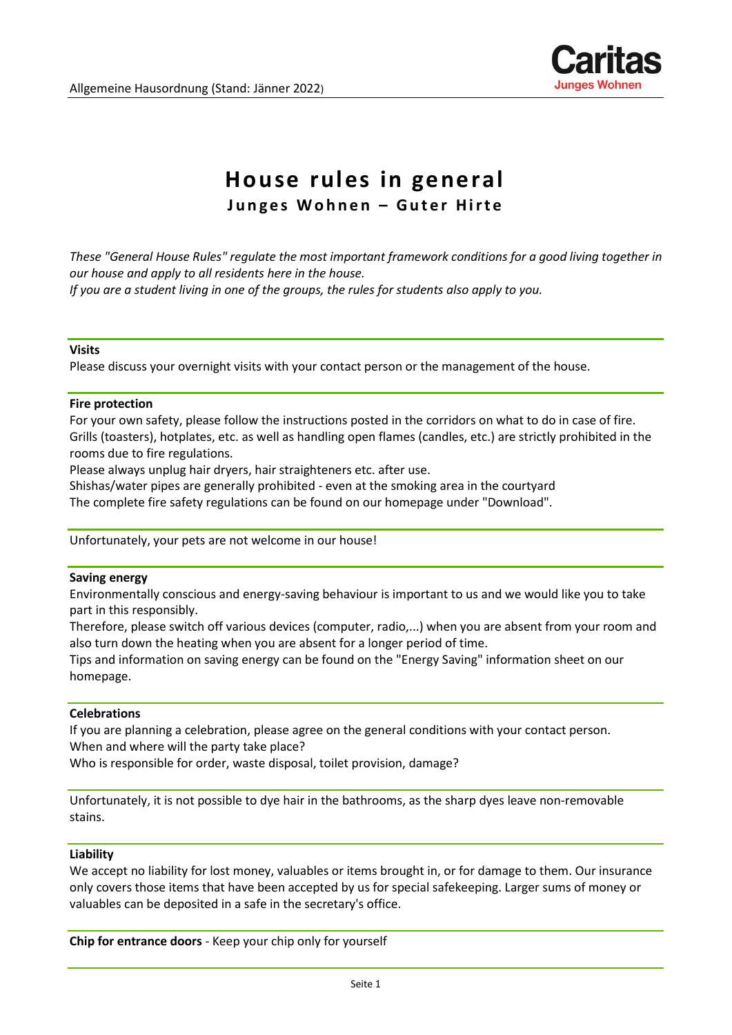# House rules in general

## Junges Wohnen – Guter Hirte

*These "General House Rules" regulate the most important framework conditions for a good living together in our house and apply to all residents here in the house.*
*If you are a student living in one of the groups, the rules for students also apply to you.*

**Visits**

Please discuss your overnight visits with your contact person or the management of the house.

**Fire protection**

For your own safety, please follow the instructions posted in the corridors on what to do in case of fire. Grills (toasters), hotplates, etc. as well as handling open flames (candles, etc.) are strictly prohibited in the rooms due to fire regulations.

Please always unplug hair dryers, hair straighteners etc. after use.

Shishas/water pipes are generally prohibited - even at the smoking area in the courtyard

The complete fire safety regulations can be found on our homepage under "Download".

Unfortunately, your pets are not welcome in our house!

**Saving energy**

Environmentally conscious and energy-saving behaviour is important to us and we would like you to take part in this responsibly.

Therefore, please switch off various devices (computer, radio,...) when you are absent from your room and also turn down the heating when you are absent for a longer period of time.

Tips and information on saving energy can be found on the "Energy Saving" information sheet on our homepage.

**Celebrations**

If you are planning a celebration, please agree on the general conditions with your contact person.

When and where will the party take place?

Who is responsible for order, waste disposal, toilet provision, damage?

Unfortunately, it is not possible to dye hair in the bathrooms, as the sharp dyes leave non-removable stains.

**Liability**

We accept no liability for lost money, valuables or items brought in, or for damage to them. Our insurance only covers those items that have been accepted by us for special safekeeping. Larger sums of money or valuables can be deposited in a safe in the secretary's office.

**Chip for entrance doors** - Keep your chip only for yourself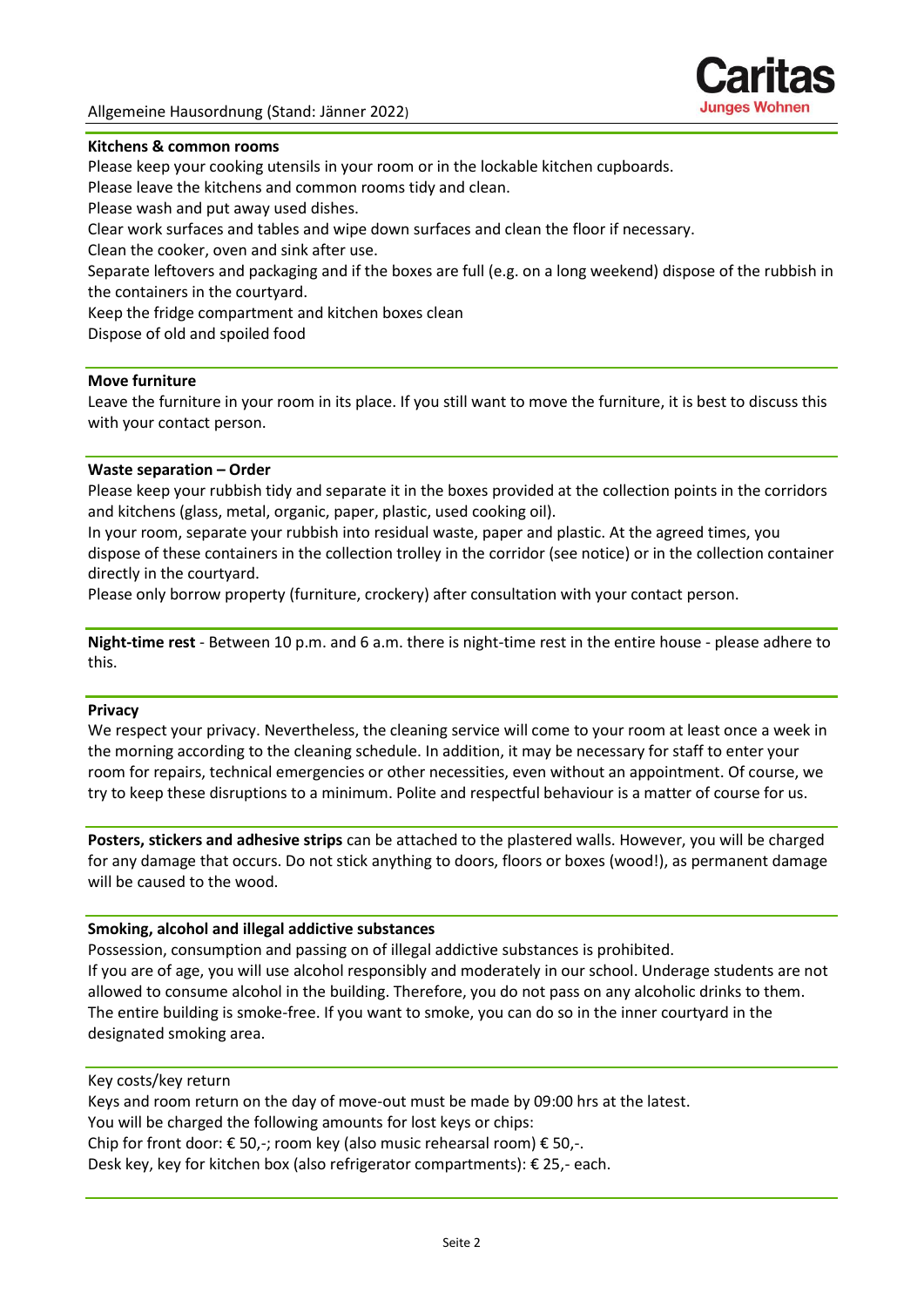**Kitchens & common rooms**

Please keep your cooking utensils in your room or in the lockable kitchen cupboards.
Please leave the kitchens and common rooms tidy and clean.
Please wash and put away used dishes.
Clear work surfaces and tables and wipe down surfaces and clean the floor if necessary.
Clean the cooker, oven and sink after use.
Separate leftovers and packaging and if the boxes are full (e.g. on a long weekend) dispose of the rubbish in the containers in the courtyard.
Keep the fridge compartment and kitchen boxes clean
Dispose of old and spoiled food

**Move furniture**

Leave the furniture in your room in its place. If you still want to move the furniture, it is best to discuss this with your contact person.

**Waste separation – Order**

Please keep your rubbish tidy and separate it in the boxes provided at the collection points in the corridors and kitchens (glass, metal, organic, paper, plastic, used cooking oil).
In your room, separate your rubbish into residual waste, paper and plastic. At the agreed times, you dispose of these containers in the collection trolley in the corridor (see notice) or in the collection container directly in the courtyard.
Please only borrow property (furniture, crockery) after consultation with your contact person.

**Night-time rest** - Between 10 p.m. and 6 a.m. there is night-time rest in the entire house - please adhere to this.

**Privacy**

We respect your privacy. Nevertheless, the cleaning service will come to your room at least once a week in the morning according to the cleaning schedule. In addition, it may be necessary for staff to enter your room for repairs, technical emergencies or other necessities, even without an appointment. Of course, we try to keep these disruptions to a minimum. Polite and respectful behaviour is a matter of course for us.

**Posters, stickers and adhesive strips** can be attached to the plastered walls. However, you will be charged for any damage that occurs. Do not stick anything to doors, floors or boxes (wood!), as permanent damage will be caused to the wood.

**Smoking, alcohol and illegal addictive substances**

Possession, consumption and passing on of illegal addictive substances is prohibited.
If you are of age, you will use alcohol responsibly and moderately in our school. Underage students are not allowed to consume alcohol in the building. Therefore, you do not pass on any alcoholic drinks to them.
The entire building is smoke-free. If you want to smoke, you can do so in the inner courtyard in the designated smoking area.

Key costs/key return

Keys and room return on the day of move-out must be made by 09:00 hrs at the latest.
You will be charged the following amounts for lost keys or chips:
Chip for front door: € 50,-; room key (also music rehearsal room) € 50,-.
Desk key, key for kitchen box (also refrigerator compartments): € 25,- each.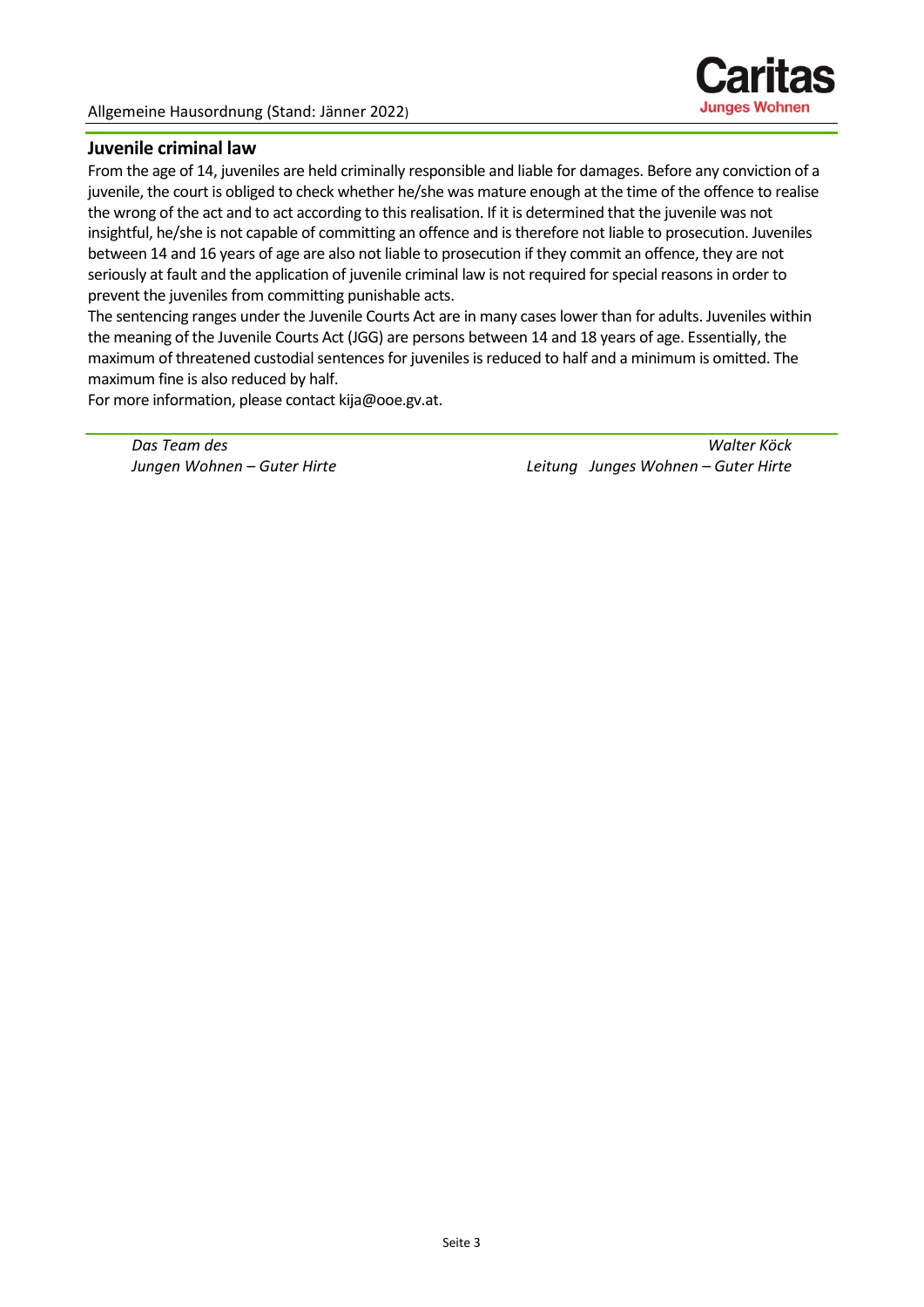## Juvenile criminal law

From the age of 14, juveniles are held criminally responsible and liable for damages. Before any conviction of a juvenile, the court is obliged to check whether he/she was mature enough at the time of the offence to realise the wrong of the act and to act according to this realisation. If it is determined that the juvenile was not insightful, he/she is not capable of committing an offence and is therefore not liable to prosecution. Juveniles between 14 and 16 years of age are also not liable to prosecution if they commit an offence, they are not seriously at fault and the application of juvenile criminal law is not required for special reasons in order to prevent the juveniles from committing punishable acts.

The sentencing ranges under the Juvenile Courts Act are in many cases lower than for adults. Juveniles within the meaning of the Juvenile Courts Act (JGG) are persons between 14 and 18 years of age. Essentially, the maximum of threatened custodial sentences for juveniles is reduced to half and a minimum is omitted. The maximum fine is also reduced by half.

For more information, please contact kija@ooe.gv.at.

*Das Team des*
*Jungen Wohnen – Guter Hirte*

*Walter Köck*
*Leitung Junges Wohnen – Guter Hirte*